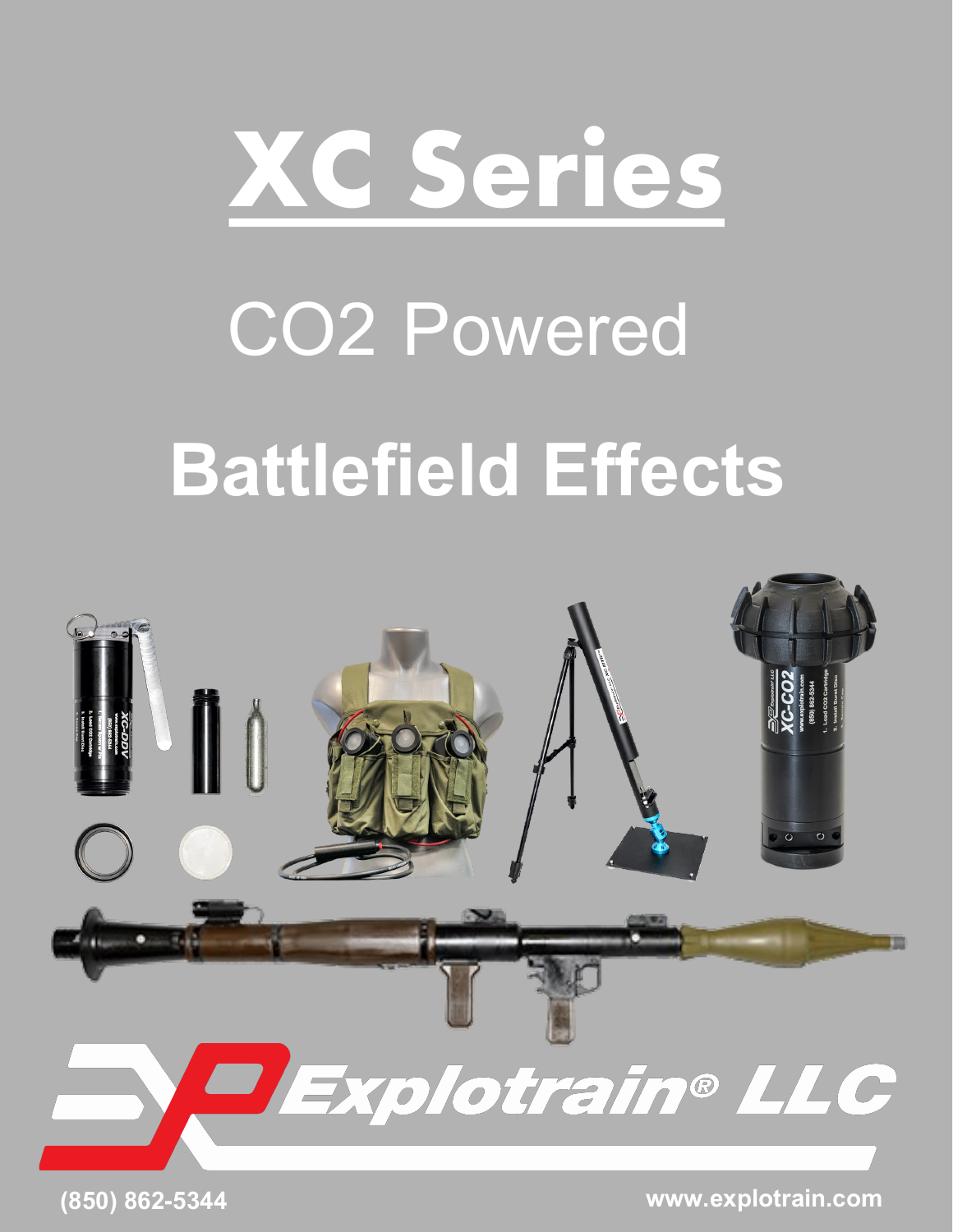# XC Series

CO2 Powered

## Battlefield Effects

Explotrain® LLC

(850) 862-5344

www.explotrain.com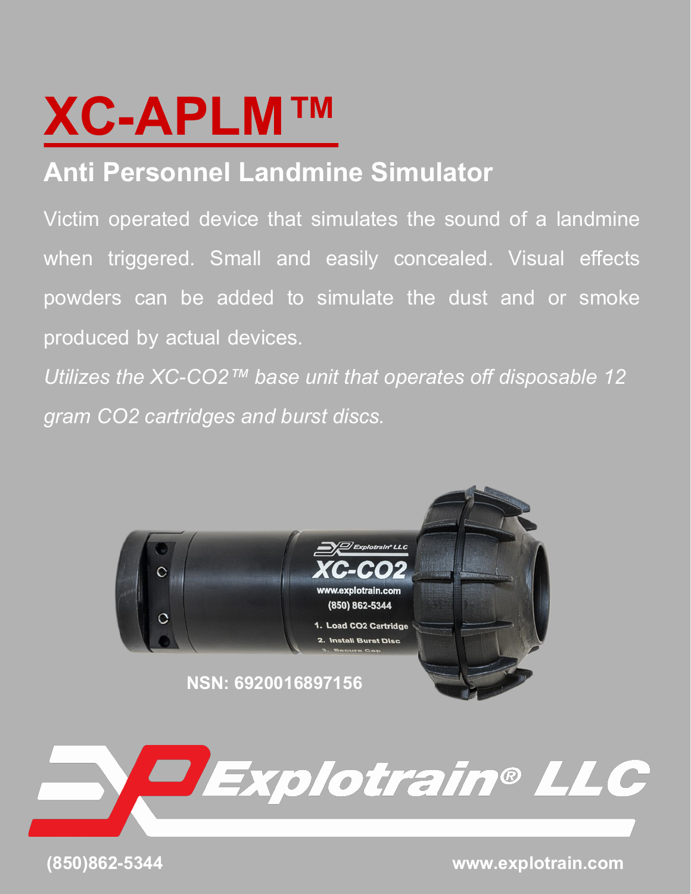# XC-APLM™

## Anti Personnel Landmine Simulator

Victim operated device that simulates the sound of a landmine when triggered. Small and easily concealed. Visual effects powders can be added to simulate the dust and or smoke produced by actual devices.

*Utilizes the XC-CO2™ base unit that operates off disposable 12 gram CO2 cartridges and burst discs.*

**NSN: 6920016897156**

**Explotrain® LLC**

**(850)862-5344** **www.explotrain.com**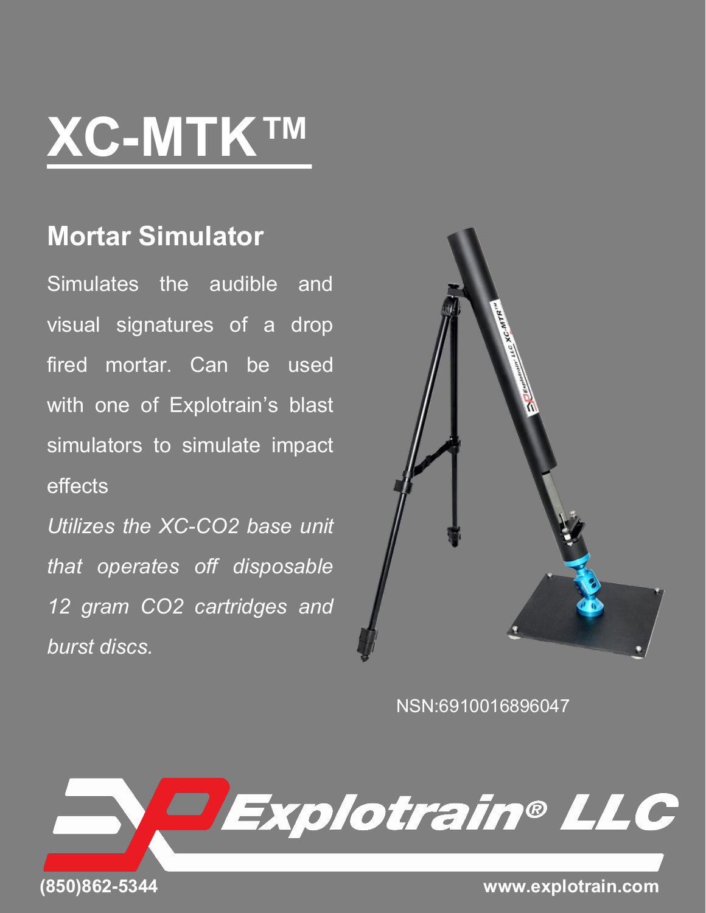# XC-MTK™

## Mortar Simulator

Simulates the audible and visual signatures of a drop fired mortar. Can be used with one of Explotrain's blast simulators to simulate impact effects

*Utilizes the XC-CO2 base unit that operates off disposable 12 gram CO2 cartridges and burst discs.*

NSN:6910016896047

Explotrain® LLC

(850)862-5344

www.explotrain.com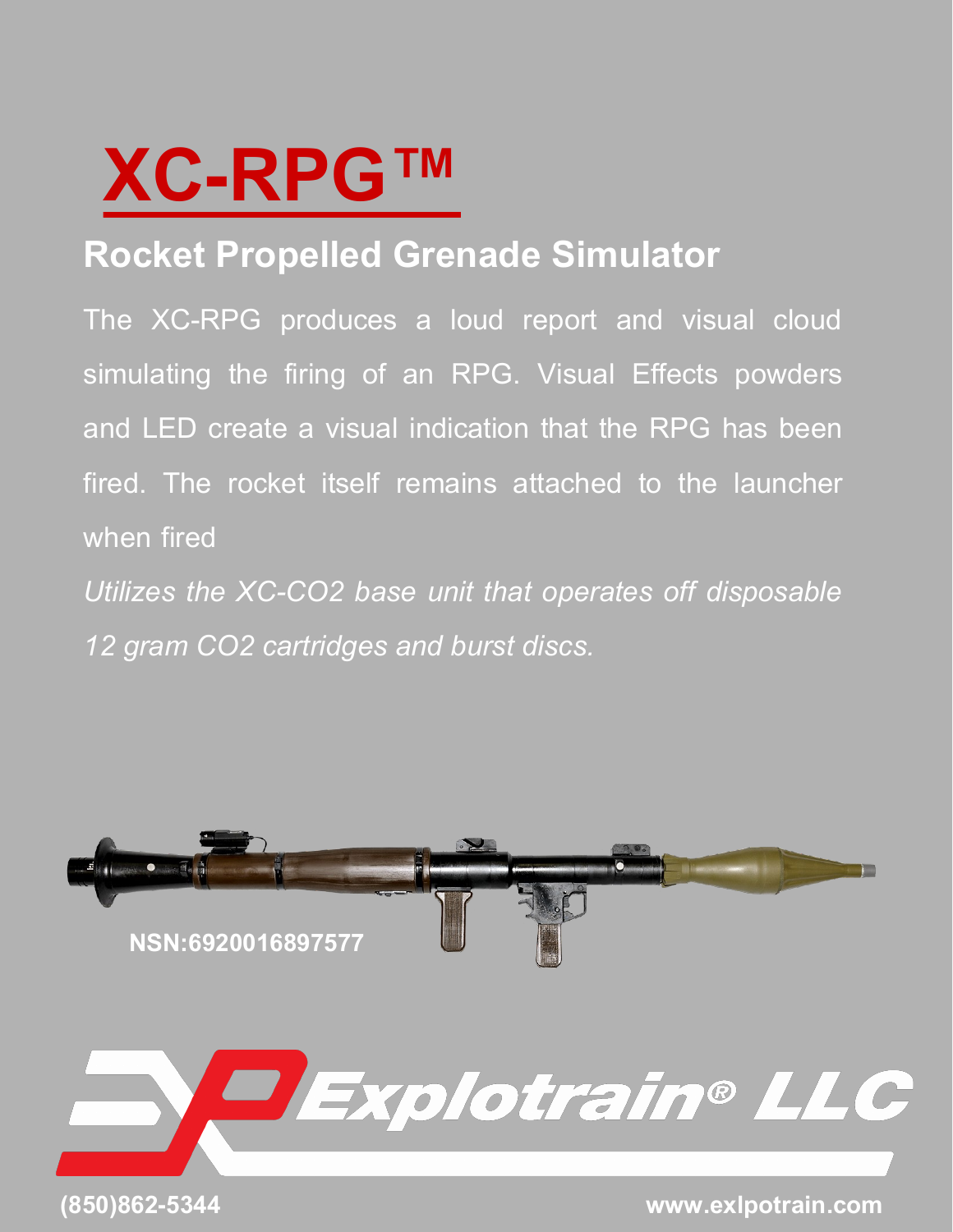# XC-RPG™

## Rocket Propelled Grenade Simulator

The XC-RPG produces a loud report and visual cloud simulating the firing of an RPG. Visual Effects powders and LED create a visual indication that the RPG has been fired. The rocket itself remains attached to the launcher when fired

*Utilizes the XC-CO2 base unit that operates off disposable 12 gram CO2 cartridges and burst discs.*

**NSN:6920016897577**

**Explotrain® LLC**

**(850)862-5344** **www.exlpotrain.com**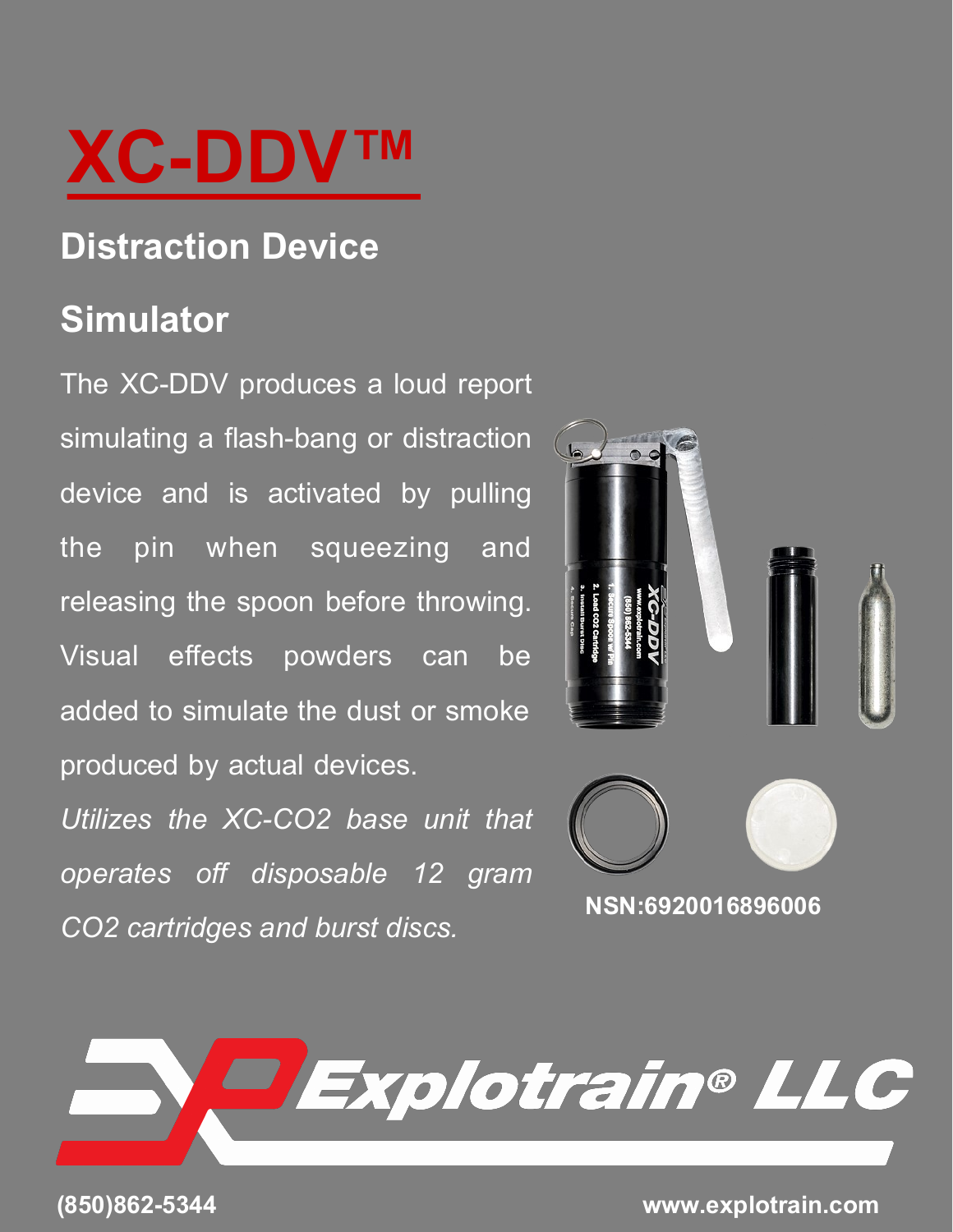# XC-DDV™

## Distraction Device

## Simulator

The XC-DDV produces a loud report simulating a flash-bang or distraction device and is activated by pulling the pin when squeezing and releasing the spoon before throwing. Visual effects powders can be added to simulate the dust or smoke produced by actual devices.

*Utilizes the XC-CO2 base unit that operates off disposable 12 gram CO2 cartridges and burst discs.*

**NSN:6920016896006**

**Explotrain® LLC**

**(850)862-5344** **www.explotrain.com**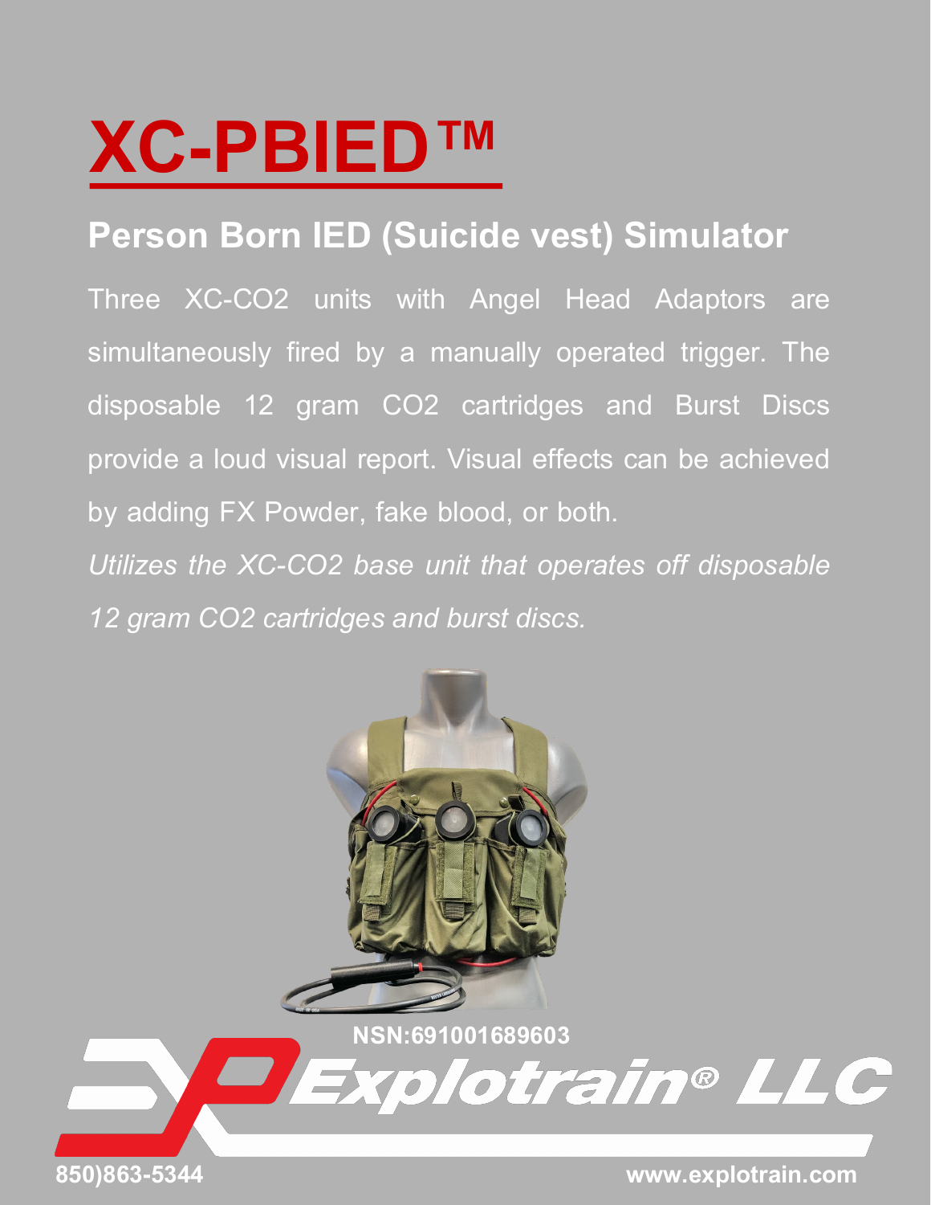# XC-PBIED™

## Person Born IED (Suicide vest) Simulator

Three XC-CO2 units with Angel Head Adaptors are simultaneously fired by a manually operated trigger. The disposable 12 gram CO2 cartridges and Burst Discs provide a loud visual report. Visual effects can be achieved by adding FX Powder, fake blood, or both.

*Utilizes the XC-CO2 base unit that operates off disposable 12 gram CO2 cartridges and burst discs.*

NSN:691001689603

Explotrain® LLC

850)863-5344

www.explotrain.com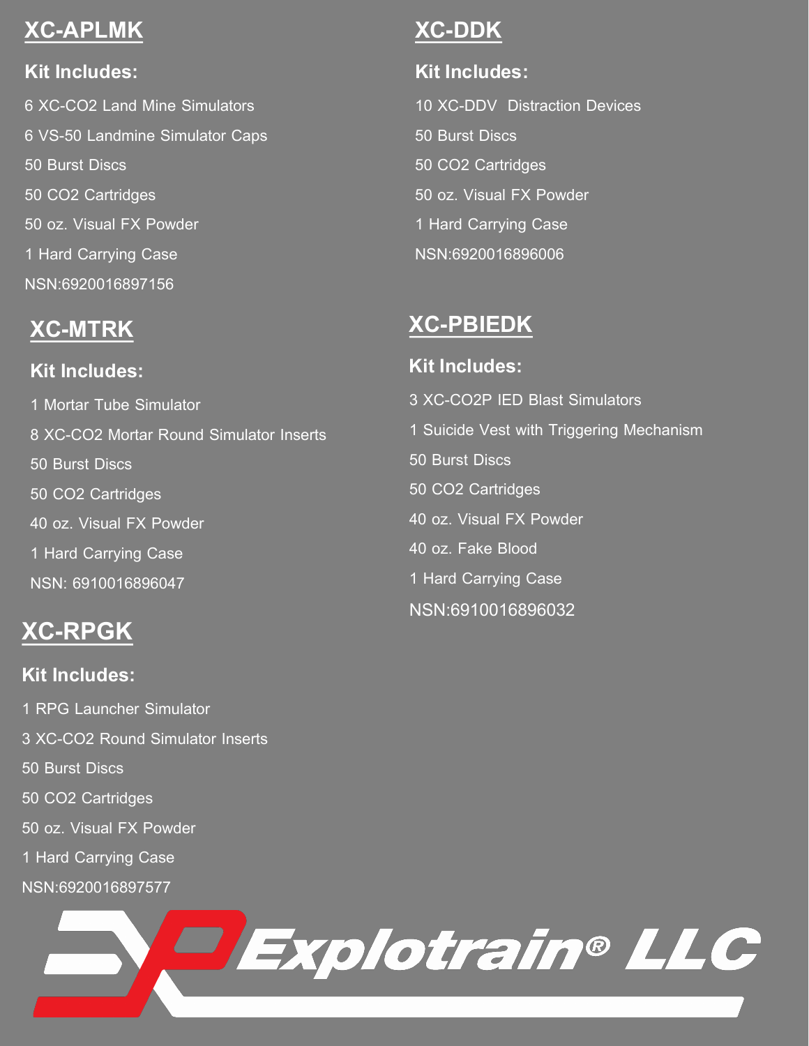## XC-APLMK

**Kit Includes:**

6 XC-CO2 Land Mine Simulators
6 VS-50 Landmine Simulator Caps
50 Burst Discs
50 CO2 Cartridges
50 oz. Visual FX Powder
1 Hard Carrying Case
NSN:6920016897156

## XC-MTRK

**Kit Includes:**

1 Mortar Tube Simulator
8 XC-CO2 Mortar Round Simulator Inserts
50 Burst Discs
50 CO2 Cartridges
40 oz. Visual FX Powder
1 Hard Carrying Case
NSN: 6910016896047

## XC-RPGK

**Kit Includes:**

1 RPG Launcher Simulator
3 XC-CO2 Round Simulator Inserts
50 Burst Discs
50 CO2 Cartridges
50 oz. Visual FX Powder
1 Hard Carrying Case
NSN:6920016897577

## XC-DDK

**Kit Includes:**

10 XC-DDV Distraction Devices
50 Burst Discs
50 CO2 Cartridges
50 oz. Visual FX Powder
1 Hard Carrying Case
NSN:6920016896006

## XC-PBIEDK

**Kit Includes:**

3 XC-CO2P IED Blast Simulators
1 Suicide Vest with Triggering Mechanism
50 Burst Discs
50 CO2 Cartridges
40 oz. Visual FX Powder
40 oz. Fake Blood
1 Hard Carrying Case
NSN:6910016896032

Explotrain® LLC